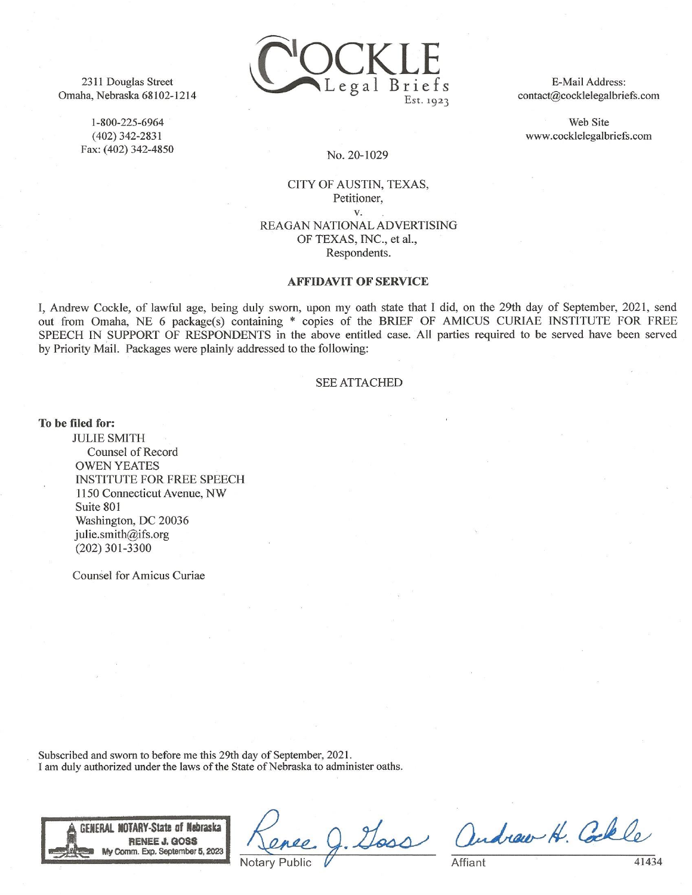2311 Douglas Street
Omaha, Nebraska 68102-1214

1-800-225-6964
(402) 342-2831
Fax: (402) 342-4850

COCKLE
Legal Briefs
Est. 1923

E-Mail Address:
contact@cocklelegalbriefs.com

Web Site
www.cocklelegalbriefs.com

No. 20-1029

CITY OF AUSTIN, TEXAS,
Petitioner,
v.
REAGAN NATIONAL ADVERTISING
OF TEXAS, INC., et al.,
Respondents.

**AFFIDAVIT OF SERVICE**

I, Andrew Cockle, of lawful age, being duly sworn, upon my oath state that I did, on the 29th day of September, 2021, send out from Omaha, NE 6 package(s) containing * copies of the BRIEF OF AMICUS CURIAE INSTITUTE FOR FREE SPEECH IN SUPPORT OF RESPONDENTS in the above entitled case. All parties required to be served have been served by Priority Mail. Packages were plainly addressed to the following:

SEE ATTACHED

**To be filed for:**

JULIE SMITH
Counsel of Record
OWEN YEATES
INSTITUTE FOR FREE SPEECH
1150 Connecticut Avenue, NW
Suite 801
Washington, DC 20036
julie.smith@ifs.org
(202) 301-3300

Counsel for Amicus Curiae

Subscribed and sworn to before me this 29th day of September, 2021.
I am duly authorized under the laws of the State of Nebraska to administer oaths.

GENERAL NOTARY-State of Nebraska
RENEE J. GOSS
My Comm. Exp. September 5, 2023

Renee J. Goss
Notary Public

Andrew H. Cockle
Affiant

41434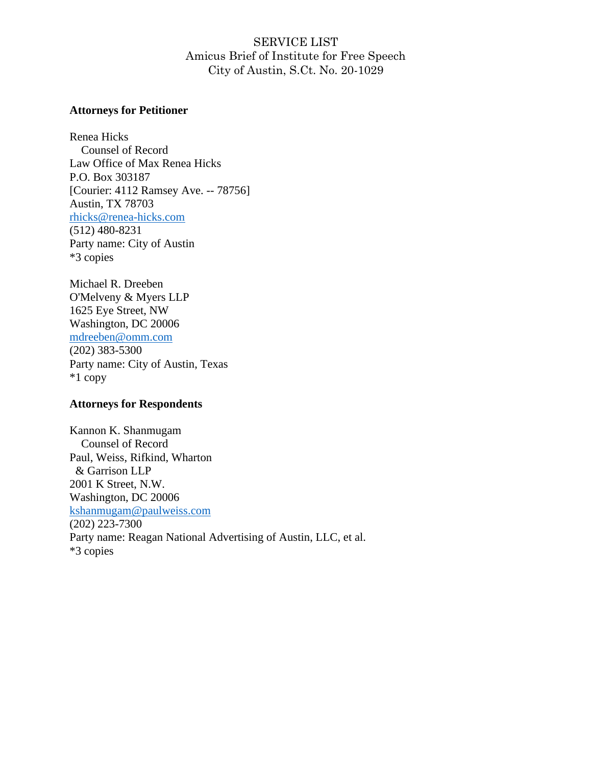SERVICE LIST
Amicus Brief of Institute for Free Speech
City of Austin, S.Ct. No. 20-1029

**Attorneys for Petitioner**

Renea Hicks
   Counsel of Record
Law Office of Max Renea Hicks
P.O. Box 303187
[Courier: 4112 Ramsey Ave. -- 78756]
Austin, TX 78703
rhicks@renea-hicks.com
(512) 480-8231
Party name: City of Austin
*3 copies

Michael R. Dreeben
O'Melveny & Myers LLP
1625 Eye Street, NW
Washington, DC 20006
mdreeben@omm.com
(202) 383-5300
Party name: City of Austin, Texas
*1 copy

**Attorneys for Respondents**

Kannon K. Shanmugam
   Counsel of Record
Paul, Weiss, Rifkind, Wharton
 & Garrison LLP
2001 K Street, N.W.
Washington, DC 20006
kshanmugam@paulweiss.com
(202) 223-7300
Party name: Reagan National Advertising of Austin, LLC, et al.
*3 copies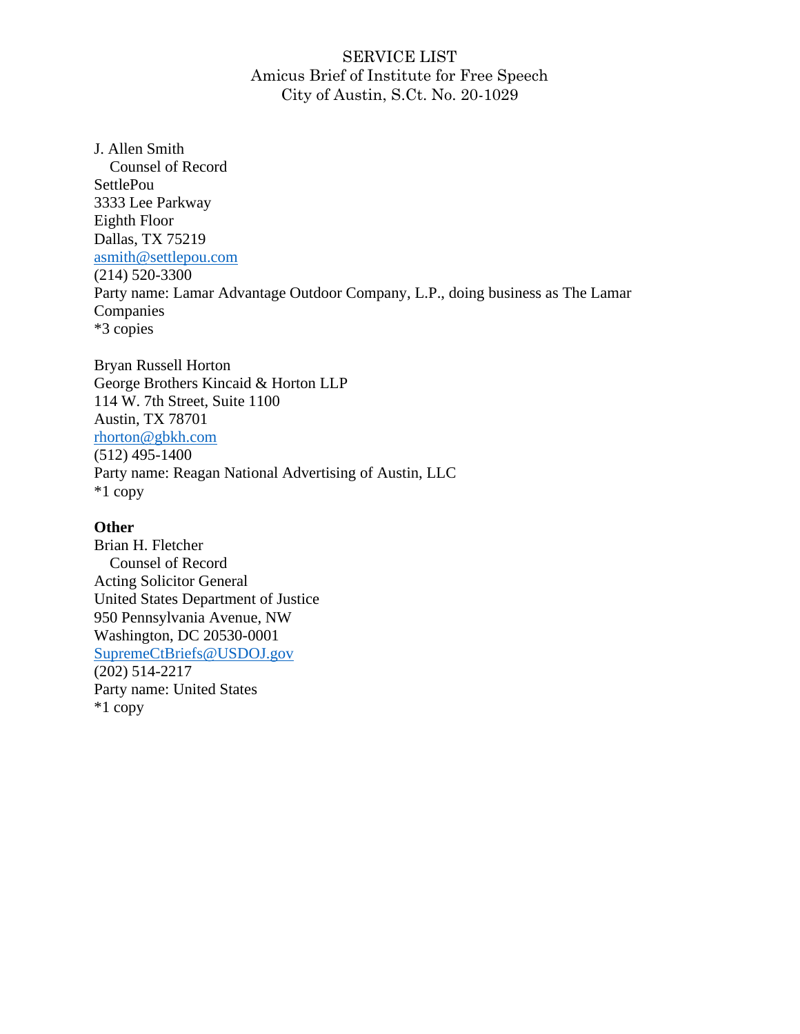SERVICE LIST
Amicus Brief of Institute for Free Speech
City of Austin, S.Ct. No. 20-1029

J. Allen Smith
Counsel of Record
SettlePou
3333 Lee Parkway
Eighth Floor
Dallas, TX 75219
asmith@settlepou.com
(214) 520-3300
Party name: Lamar Advantage Outdoor Company, L.P., doing business as The Lamar Companies
*3 copies

Bryan Russell Horton
George Brothers Kincaid & Horton LLP
114 W. 7th Street, Suite 1100
Austin, TX 78701
rhorton@gbkh.com
(512) 495-1400
Party name: Reagan National Advertising of Austin, LLC
*1 copy

**Other**
Brian H. Fletcher
Counsel of Record
Acting Solicitor General
United States Department of Justice
950 Pennsylvania Avenue, NW
Washington, DC 20530-0001
SupremeCtBriefs@USDOJ.gov
(202) 514-2217
Party name: United States
*1 copy